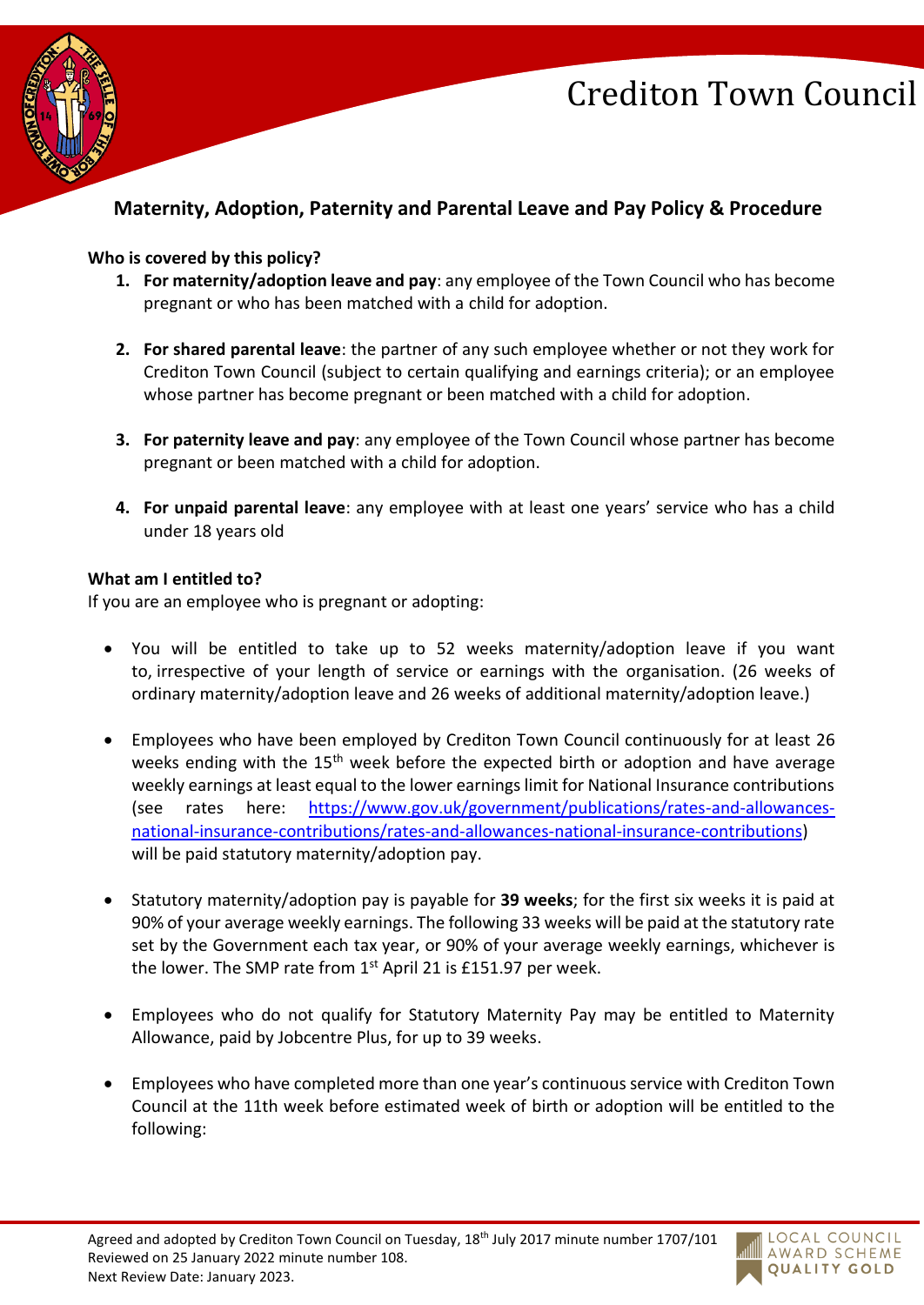# Crediton Town Council

## Maternity, Adoption, Paternity and Parental Leave and Pay Policy & Procedure

**Who is covered by this policy?**

1. **For maternity/adoption leave and pay**: any employee of the Town Council who has become pregnant or who has been matched with a child for adoption.

2. **For shared parental leave**: the partner of any such employee whether or not they work for Crediton Town Council (subject to certain qualifying and earnings criteria); or an employee whose partner has become pregnant or been matched with a child for adoption.

3. **For paternity leave and pay**: any employee of the Town Council whose partner has become pregnant or been matched with a child for adoption.

4. **For unpaid parental leave**: any employee with at least one years' service who has a child under 18 years old

**What am I entitled to?**

If you are an employee who is pregnant or adopting:

- You will be entitled to take up to 52 weeks maternity/adoption leave if you want to, irrespective of your length of service or earnings with the organisation. (26 weeks of ordinary maternity/adoption leave and 26 weeks of additional maternity/adoption leave.)

- Employees who have been employed by Crediton Town Council continuously for at least 26 weeks ending with the 15th week before the expected birth or adoption and have average weekly earnings at least equal to the lower earnings limit for National Insurance contributions (see rates here: https://www.gov.uk/government/publications/rates-and-allowances-national-insurance-contributions/rates-and-allowances-national-insurance-contributions) will be paid statutory maternity/adoption pay.

- Statutory maternity/adoption pay is payable for **39 weeks**; for the first six weeks it is paid at 90% of your average weekly earnings. The following 33 weeks will be paid at the statutory rate set by the Government each tax year, or 90% of your average weekly earnings, whichever is the lower. The SMP rate from 1st April 21 is £151.97 per week.

- Employees who do not qualify for Statutory Maternity Pay may be entitled to Maternity Allowance, paid by Jobcentre Plus, for up to 39 weeks.

- Employees who have completed more than one year's continuous service with Crediton Town Council at the 11th week before estimated week of birth or adoption will be entitled to the following:

Agreed and adopted by Crediton Town Council on Tuesday, 18th July 2017 minute number 1707/101
Reviewed on 25 January 2022 minute number 108.
Next Review Date: January 2023.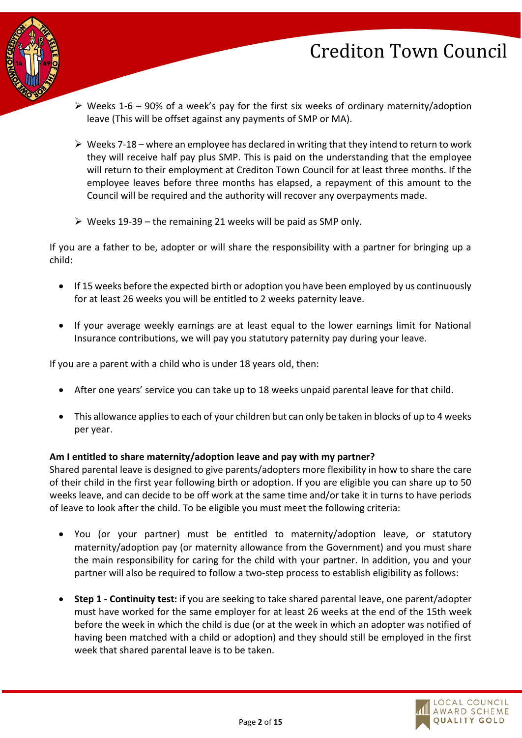- Weeks 1-6 – 90% of a week's pay for the first six weeks of ordinary maternity/adoption leave (This will be offset against any payments of SMP or MA).

- Weeks 7-18 – where an employee has declared in writing that they intend to return to work they will receive half pay plus SMP. This is paid on the understanding that the employee will return to their employment at Crediton Town Council for at least three months. If the employee leaves before three months has elapsed, a repayment of this amount to the Council will be required and the authority will recover any overpayments made.

- Weeks 19-39 – the remaining 21 weeks will be paid as SMP only.

If you are a father to be, adopter or will share the responsibility with a partner for bringing up a child:

- If 15 weeks before the expected birth or adoption you have been employed by us continuously for at least 26 weeks you will be entitled to 2 weeks paternity leave.

- If your average weekly earnings are at least equal to the lower earnings limit for National Insurance contributions, we will pay you statutory paternity pay during your leave.

If you are a parent with a child who is under 18 years old, then:

- After one years' service you can take up to 18 weeks unpaid parental leave for that child.

- This allowance applies to each of your children but can only be taken in blocks of up to 4 weeks per year.

**Am I entitled to share maternity/adoption leave and pay with my partner?**
Shared parental leave is designed to give parents/adopters more flexibility in how to share the care of their child in the first year following birth or adoption. If you are eligible you can share up to 50 weeks leave, and can decide to be off work at the same time and/or take it in turns to have periods of leave to look after the child. To be eligible you must meet the following criteria:

- You (or your partner) must be entitled to maternity/adoption leave, or statutory maternity/adoption pay (or maternity allowance from the Government) and you must share the main responsibility for caring for the child with your partner. In addition, you and your partner will also be required to follow a two-step process to establish eligibility as follows:

- **Step 1 - Continuity test:** if you are seeking to take shared parental leave, one parent/adopter must have worked for the same employer for at least 26 weeks at the end of the 15th week before the week in which the child is due (or at the week in which an adopter was notified of having been matched with a child or adoption) and they should still be employed in the first week that shared parental leave is to be taken.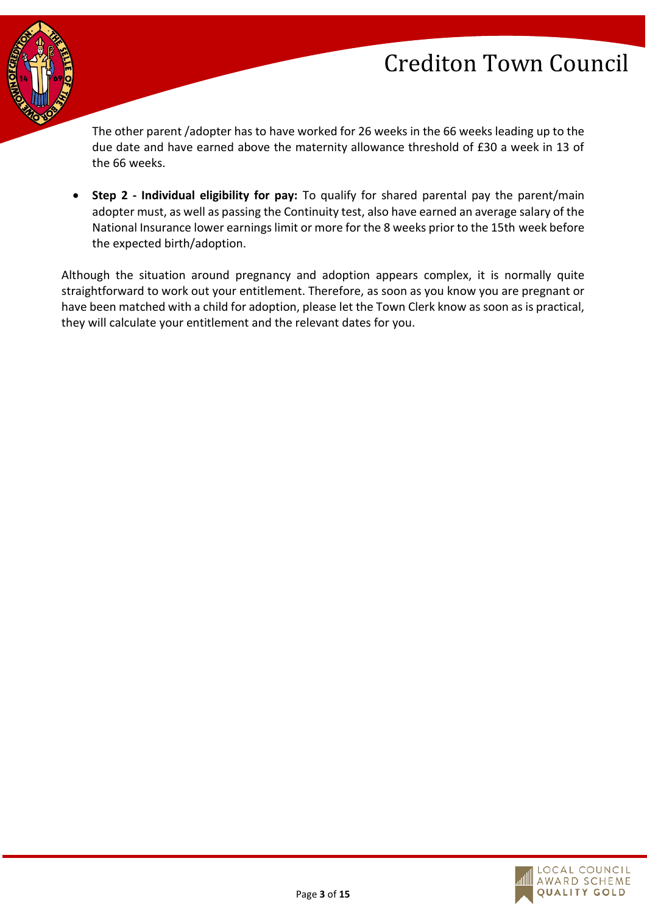The other parent /adopter has to have worked for 26 weeks in the 66 weeks leading up to the due date and have earned above the maternity allowance threshold of £30 a week in 13 of the 66 weeks.

- **Step 2 - Individual eligibility for pay:** To qualify for shared parental pay the parent/main adopter must, as well as passing the Continuity test, also have earned an average salary of the National Insurance lower earnings limit or more for the 8 weeks prior to the 15th week before the expected birth/adoption.

Although the situation around pregnancy and adoption appears complex, it is normally quite straightforward to work out your entitlement. Therefore, as soon as you know you are pregnant or have been matched with a child for adoption, please let the Town Clerk know as soon as is practical, they will calculate your entitlement and the relevant dates for you.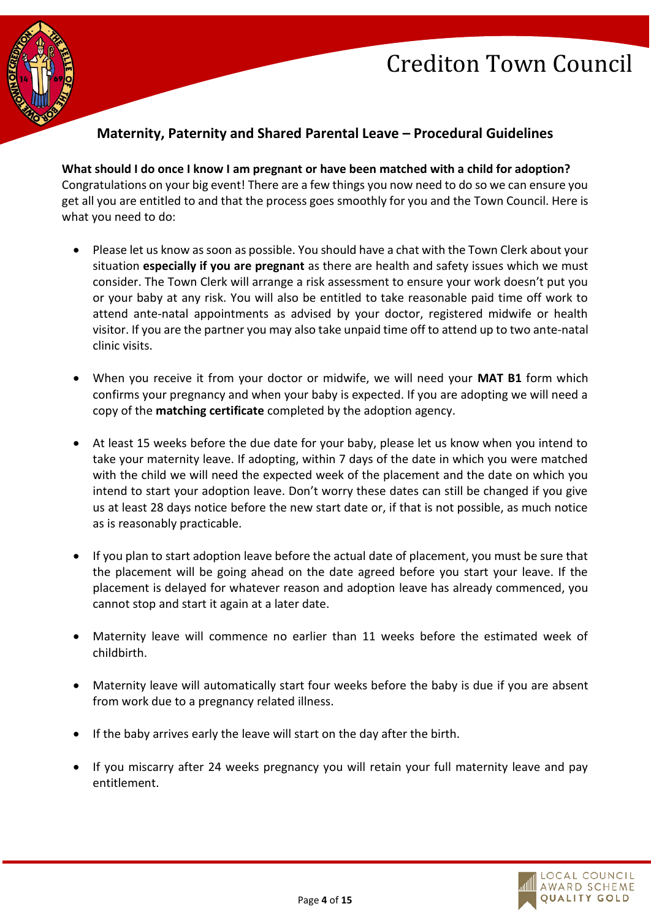## Maternity, Paternity and Shared Parental Leave – Procedural Guidelines

**What should I do once I know I am pregnant or have been matched with a child for adoption?**

Congratulations on your big event! There are a few things you now need to do so we can ensure you get all you are entitled to and that the process goes smoothly for you and the Town Council. Here is what you need to do:

- Please let us know as soon as possible. You should have a chat with the Town Clerk about your situation **especially if you are pregnant** as there are health and safety issues which we must consider. The Town Clerk will arrange a risk assessment to ensure your work doesn't put you or your baby at any risk. You will also be entitled to take reasonable paid time off work to attend ante-natal appointments as advised by your doctor, registered midwife or health visitor. If you are the partner you may also take unpaid time off to attend up to two ante-natal clinic visits.

- When you receive it from your doctor or midwife, we will need your **MAT B1** form which confirms your pregnancy and when your baby is expected. If you are adopting we will need a copy of the **matching certificate** completed by the adoption agency.

- At least 15 weeks before the due date for your baby, please let us know when you intend to take your maternity leave. If adopting, within 7 days of the date in which you were matched with the child we will need the expected week of the placement and the date on which you intend to start your adoption leave. Don't worry these dates can still be changed if you give us at least 28 days notice before the new start date or, if that is not possible, as much notice as is reasonably practicable.

- If you plan to start adoption leave before the actual date of placement, you must be sure that the placement will be going ahead on the date agreed before you start your leave. If the placement is delayed for whatever reason and adoption leave has already commenced, you cannot stop and start it again at a later date.

- Maternity leave will commence no earlier than 11 weeks before the estimated week of childbirth.

- Maternity leave will automatically start four weeks before the baby is due if you are absent from work due to a pregnancy related illness.

- If the baby arrives early the leave will start on the day after the birth.

- If you miscarry after 24 weeks pregnancy you will retain your full maternity leave and pay entitlement.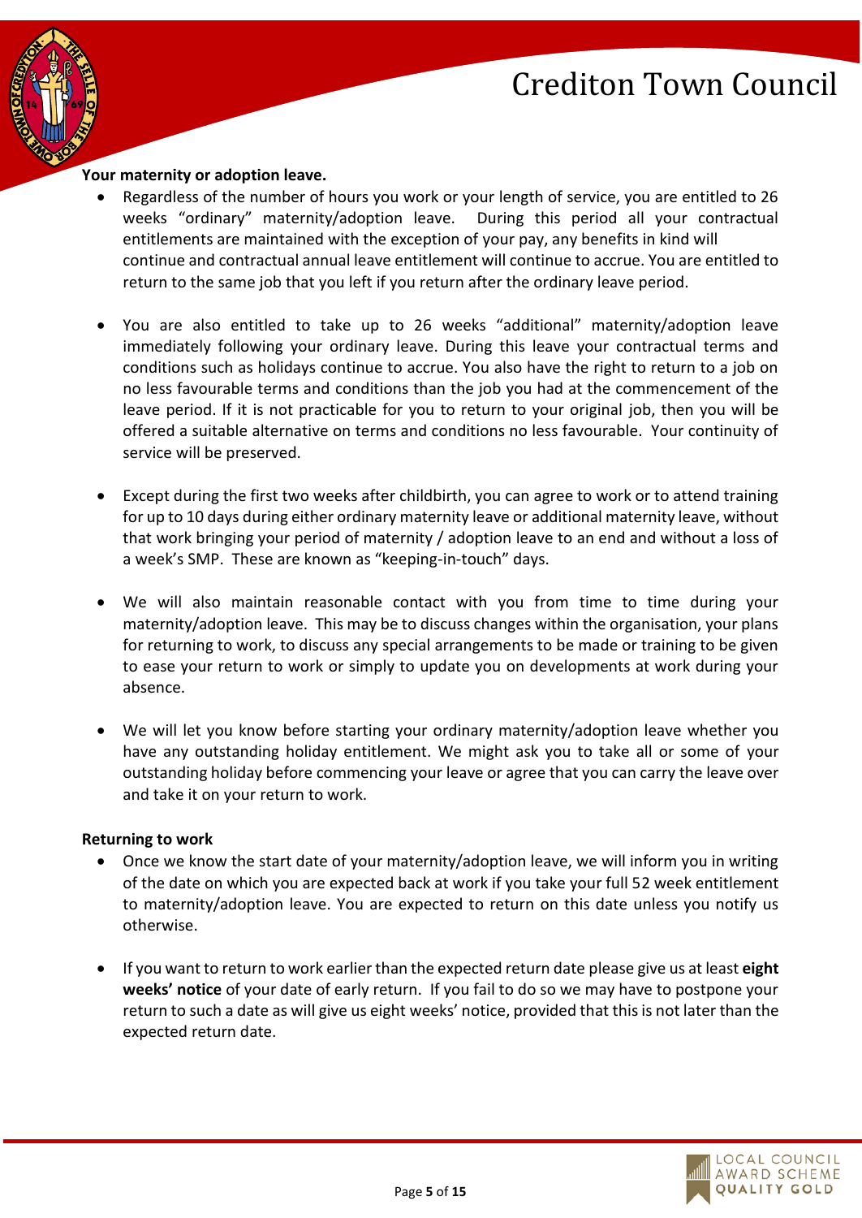**Your maternity or adoption leave.**

- Regardless of the number of hours you work or your length of service, you are entitled to 26 weeks "ordinary" maternity/adoption leave. During this period all your contractual entitlements are maintained with the exception of your pay, any benefits in kind will continue and contractual annual leave entitlement will continue to accrue. You are entitled to return to the same job that you left if you return after the ordinary leave period.

- You are also entitled to take up to 26 weeks "additional" maternity/adoption leave immediately following your ordinary leave. During this leave your contractual terms and conditions such as holidays continue to accrue. You also have the right to return to a job on no less favourable terms and conditions than the job you had at the commencement of the leave period. If it is not practicable for you to return to your original job, then you will be offered a suitable alternative on terms and conditions no less favourable. Your continuity of service will be preserved.

- Except during the first two weeks after childbirth, you can agree to work or to attend training for up to 10 days during either ordinary maternity leave or additional maternity leave, without that work bringing your period of maternity / adoption leave to an end and without a loss of a week's SMP. These are known as "keeping-in-touch" days.

- We will also maintain reasonable contact with you from time to time during your maternity/adoption leave. This may be to discuss changes within the organisation, your plans for returning to work, to discuss any special arrangements to be made or training to be given to ease your return to work or simply to update you on developments at work during your absence.

- We will let you know before starting your ordinary maternity/adoption leave whether you have any outstanding holiday entitlement. We might ask you to take all or some of your outstanding holiday before commencing your leave or agree that you can carry the leave over and take it on your return to work.

**Returning to work**

- Once we know the start date of your maternity/adoption leave, we will inform you in writing of the date on which you are expected back at work if you take your full 52 week entitlement to maternity/adoption leave. You are expected to return on this date unless you notify us otherwise.

- If you want to return to work earlier than the expected return date please give us at least **eight weeks' notice** of your date of early return. If you fail to do so we may have to postpone your return to such a date as will give us eight weeks' notice, provided that this is not later than the expected return date.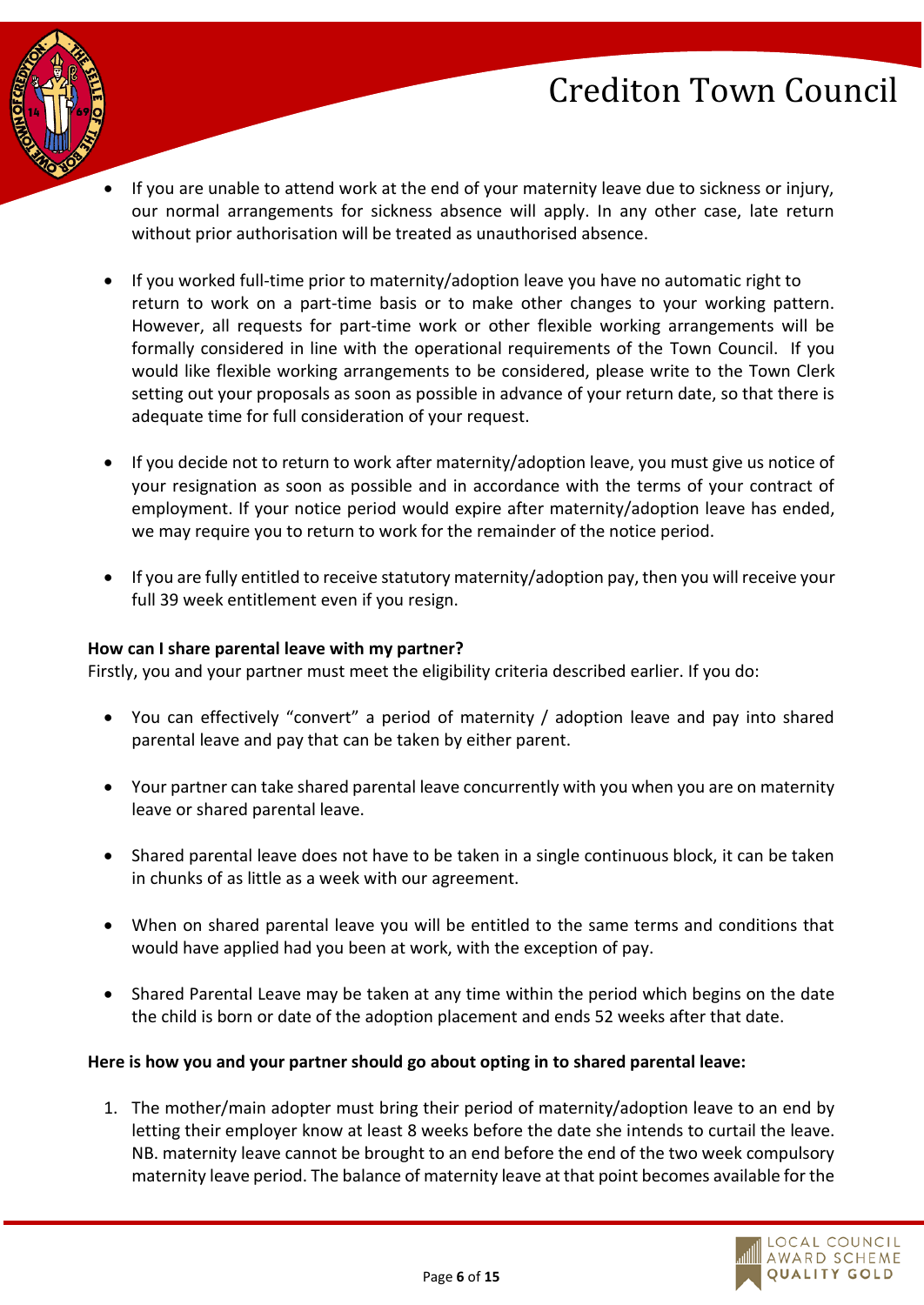- If you are unable to attend work at the end of your maternity leave due to sickness or injury, our normal arrangements for sickness absence will apply. In any other case, late return without prior authorisation will be treated as unauthorised absence.

- If you worked full-time prior to maternity/adoption leave you have no automatic right to return to work on a part-time basis or to make other changes to your working pattern. However, all requests for part-time work or other flexible working arrangements will be formally considered in line with the operational requirements of the Town Council. If you would like flexible working arrangements to be considered, please write to the Town Clerk setting out your proposals as soon as possible in advance of your return date, so that there is adequate time for full consideration of your request.

- If you decide not to return to work after maternity/adoption leave, you must give us notice of your resignation as soon as possible and in accordance with the terms of your contract of employment. If your notice period would expire after maternity/adoption leave has ended, we may require you to return to work for the remainder of the notice period.

- If you are fully entitled to receive statutory maternity/adoption pay, then you will receive your full 39 week entitlement even if you resign.

**How can I share parental leave with my partner?**
Firstly, you and your partner must meet the eligibility criteria described earlier. If you do:

- You can effectively "convert" a period of maternity / adoption leave and pay into shared parental leave and pay that can be taken by either parent.

- Your partner can take shared parental leave concurrently with you when you are on maternity leave or shared parental leave.

- Shared parental leave does not have to be taken in a single continuous block, it can be taken in chunks of as little as a week with our agreement.

- When on shared parental leave you will be entitled to the same terms and conditions that would have applied had you been at work, with the exception of pay.

- Shared Parental Leave may be taken at any time within the period which begins on the date the child is born or date of the adoption placement and ends 52 weeks after that date.

**Here is how you and your partner should go about opting in to shared parental leave:**

1. The mother/main adopter must bring their period of maternity/adoption leave to an end by letting their employer know at least 8 weeks before the date she intends to curtail the leave. NB. maternity leave cannot be brought to an end before the end of the two week compulsory maternity leave period. The balance of maternity leave at that point becomes available for the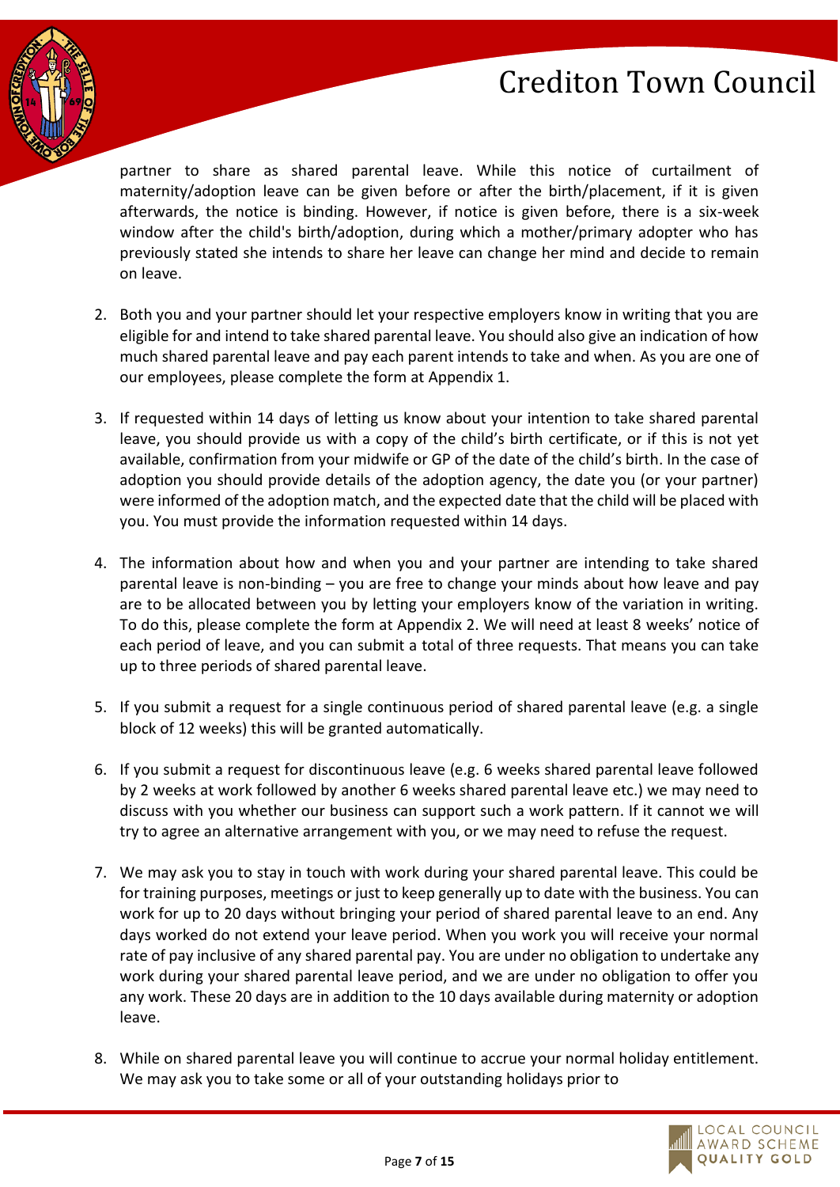partner to share as shared parental leave. While this notice of curtailment of maternity/adoption leave can be given before or after the birth/placement, if it is given afterwards, the notice is binding. However, if notice is given before, there is a six-week window after the child's birth/adoption, during which a mother/primary adopter who has previously stated she intends to share her leave can change her mind and decide to remain on leave.

2. Both you and your partner should let your respective employers know in writing that you are eligible for and intend to take shared parental leave. You should also give an indication of how much shared parental leave and pay each parent intends to take and when. As you are one of our employees, please complete the form at Appendix 1.

3. If requested within 14 days of letting us know about your intention to take shared parental leave, you should provide us with a copy of the child's birth certificate, or if this is not yet available, confirmation from your midwife or GP of the date of the child's birth. In the case of adoption you should provide details of the adoption agency, the date you (or your partner) were informed of the adoption match, and the expected date that the child will be placed with you. You must provide the information requested within 14 days.

4. The information about how and when you and your partner are intending to take shared parental leave is non-binding – you are free to change your minds about how leave and pay are to be allocated between you by letting your employers know of the variation in writing. To do this, please complete the form at Appendix 2. We will need at least 8 weeks' notice of each period of leave, and you can submit a total of three requests. That means you can take up to three periods of shared parental leave.

5. If you submit a request for a single continuous period of shared parental leave (e.g. a single block of 12 weeks) this will be granted automatically.

6. If you submit a request for discontinuous leave (e.g. 6 weeks shared parental leave followed by 2 weeks at work followed by another 6 weeks shared parental leave etc.) we may need to discuss with you whether our business can support such a work pattern. If it cannot we will try to agree an alternative arrangement with you, or we may need to refuse the request.

7. We may ask you to stay in touch with work during your shared parental leave. This could be for training purposes, meetings or just to keep generally up to date with the business. You can work for up to 20 days without bringing your period of shared parental leave to an end. Any days worked do not extend your leave period. When you work you will receive your normal rate of pay inclusive of any shared parental pay. You are under no obligation to undertake any work during your shared parental leave period, and we are under no obligation to offer you any work. These 20 days are in addition to the 10 days available during maternity or adoption leave.

8. While on shared parental leave you will continue to accrue your normal holiday entitlement. We may ask you to take some or all of your outstanding holidays prior to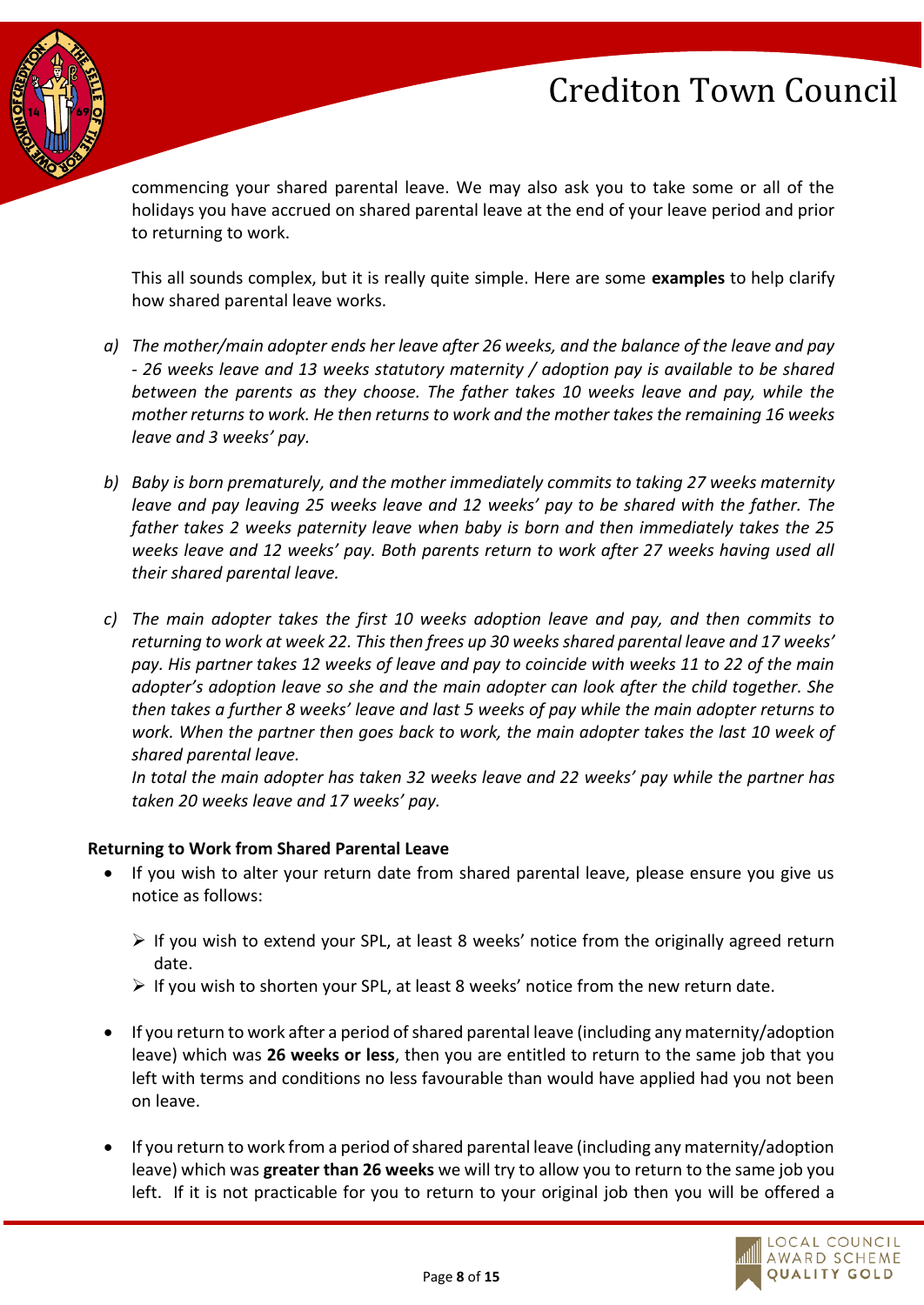commencing your shared parental leave. We may also ask you to take some or all of the holidays you have accrued on shared parental leave at the end of your leave period and prior to returning to work.

This all sounds complex, but it is really quite simple. Here are some **examples** to help clarify how shared parental leave works.

a) *The mother/main adopter ends her leave after 26 weeks, and the balance of the leave and pay - 26 weeks leave and 13 weeks statutory maternity / adoption pay is available to be shared between the parents as they choose. The father takes 10 weeks leave and pay, while the mother returns to work. He then returns to work and the mother takes the remaining 16 weeks leave and 3 weeks' pay.*

b) *Baby is born prematurely, and the mother immediately commits to taking 27 weeks maternity leave and pay leaving 25 weeks leave and 12 weeks' pay to be shared with the father. The father takes 2 weeks paternity leave when baby is born and then immediately takes the 25 weeks leave and 12 weeks' pay. Both parents return to work after 27 weeks having used all their shared parental leave.*

c) *The main adopter takes the first 10 weeks adoption leave and pay, and then commits to returning to work at week 22. This then frees up 30 weeks shared parental leave and 17 weeks' pay. His partner takes 12 weeks of leave and pay to coincide with weeks 11 to 22 of the main adopter's adoption leave so she and the main adopter can look after the child together. She then takes a further 8 weeks' leave and last 5 weeks of pay while the main adopter returns to work. When the partner then goes back to work, the main adopter takes the last 10 week of shared parental leave.*
   *In total the main adopter has taken 32 weeks leave and 22 weeks' pay while the partner has taken 20 weeks leave and 17 weeks' pay.*

**Returning to Work from Shared Parental Leave**

- If you wish to alter your return date from shared parental leave, please ensure you give us notice as follows:
  - If you wish to extend your SPL, at least 8 weeks' notice from the originally agreed return date.
  - If you wish to shorten your SPL, at least 8 weeks' notice from the new return date.
- If you return to work after a period of shared parental leave (including any maternity/adoption leave) which was **26 weeks or less**, then you are entitled to return to the same job that you left with terms and conditions no less favourable than would have applied had you not been on leave.
- If you return to work from a period of shared parental leave (including any maternity/adoption leave) which was **greater than 26 weeks** we will try to allow you to return to the same job you left. If it is not practicable for you to return to your original job then you will be offered a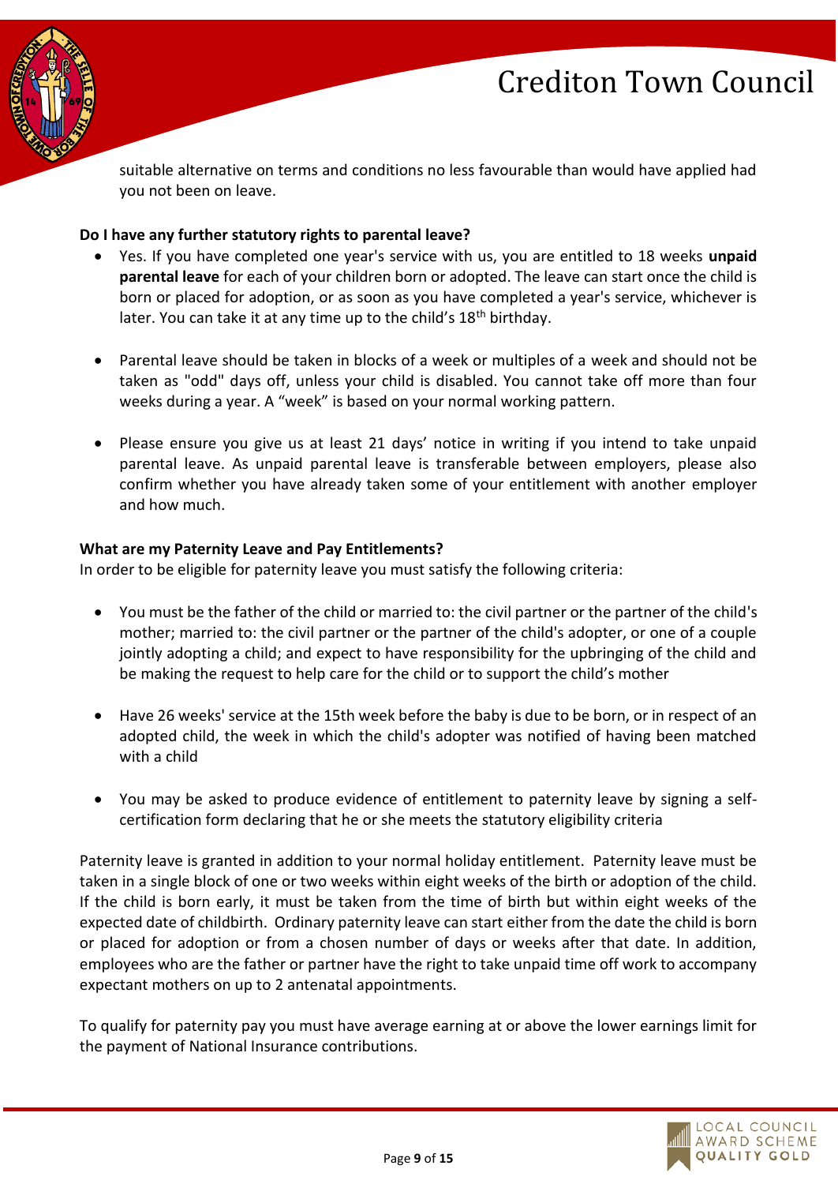suitable alternative on terms and conditions no less favourable than would have applied had you not been on leave.

**Do I have any further statutory rights to parental leave?**

- Yes. If you have completed one year's service with us, you are entitled to 18 weeks **unpaid parental leave** for each of your children born or adopted. The leave can start once the child is born or placed for adoption, or as soon as you have completed a year's service, whichever is later. You can take it at any time up to the child's 18th birthday.

- Parental leave should be taken in blocks of a week or multiples of a week and should not be taken as "odd" days off, unless your child is disabled. You cannot take off more than four weeks during a year. A "week" is based on your normal working pattern.

- Please ensure you give us at least 21 days' notice in writing if you intend to take unpaid parental leave. As unpaid parental leave is transferable between employers, please also confirm whether you have already taken some of your entitlement with another employer and how much.

**What are my Paternity Leave and Pay Entitlements?**

In order to be eligible for paternity leave you must satisfy the following criteria:

- You must be the father of the child or married to: the civil partner or the partner of the child's mother; married to: the civil partner or the partner of the child's adopter, or one of a couple jointly adopting a child; and expect to have responsibility for the upbringing of the child and be making the request to help care for the child or to support the child's mother

- Have 26 weeks' service at the 15th week before the baby is due to be born, or in respect of an adopted child, the week in which the child's adopter was notified of having been matched with a child

- You may be asked to produce evidence of entitlement to paternity leave by signing a self-certification form declaring that he or she meets the statutory eligibility criteria

Paternity leave is granted in addition to your normal holiday entitlement. Paternity leave must be taken in a single block of one or two weeks within eight weeks of the birth or adoption of the child. If the child is born early, it must be taken from the time of birth but within eight weeks of the expected date of childbirth. Ordinary paternity leave can start either from the date the child is born or placed for adoption or from a chosen number of days or weeks after that date. In addition, employees who are the father or partner have the right to take unpaid time off work to accompany expectant mothers on up to 2 antenatal appointments.

To qualify for paternity pay you must have average earning at or above the lower earnings limit for the payment of National Insurance contributions.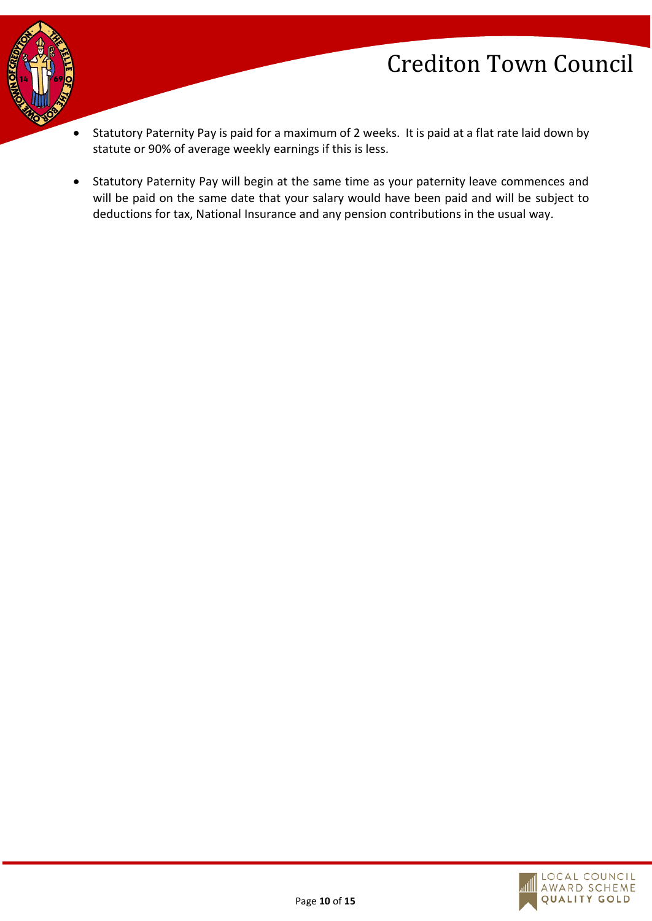- Statutory Paternity Pay is paid for a maximum of 2 weeks. It is paid at a flat rate laid down by statute or 90% of average weekly earnings if this is less.

- Statutory Paternity Pay will begin at the same time as your paternity leave commences and will be paid on the same date that your salary would have been paid and will be subject to deductions for tax, National Insurance and any pension contributions in the usual way.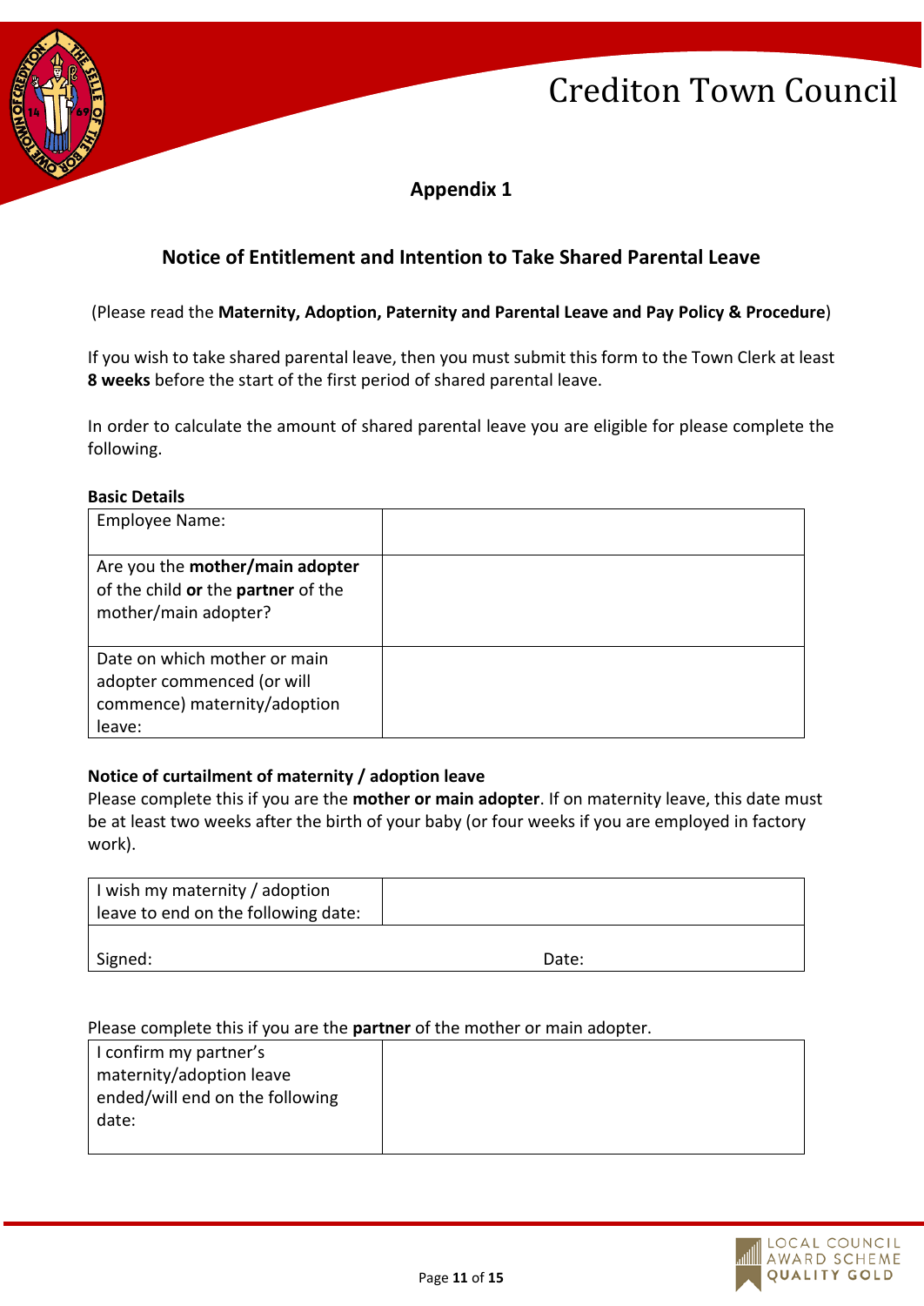## Appendix 1

### Notice of Entitlement and Intention to Take Shared Parental Leave

(Please read the **Maternity, Adoption, Paternity and Parental Leave and Pay Policy & Procedure**)

If you wish to take shared parental leave, then you must submit this form to the Town Clerk at least **8 weeks** before the start of the first period of shared parental leave.

In order to calculate the amount of shared parental leave you are eligible for please complete the following.

**Basic Details**

| Employee Name: | |
|---|---|
| Are you the **mother/main adopter** of the child **or** the **partner** of the mother/main adopter? | |
| Date on which mother or main adopter commenced (or will commence) maternity/adoption leave: | |

**Notice of curtailment of maternity / adoption leave**

Please complete this if you are the **mother or main adopter**. If on maternity leave, this date must be at least two weeks after the birth of your baby (or four weeks if you are employed in factory work).

| I wish my maternity / adoption leave to end on the following date: | |
|---|---|
| Signed: | Date: |

Please complete this if you are the **partner** of the mother or main adopter.

| I confirm my partner's maternity/adoption leave ended/will end on the following date: | |
|---|---|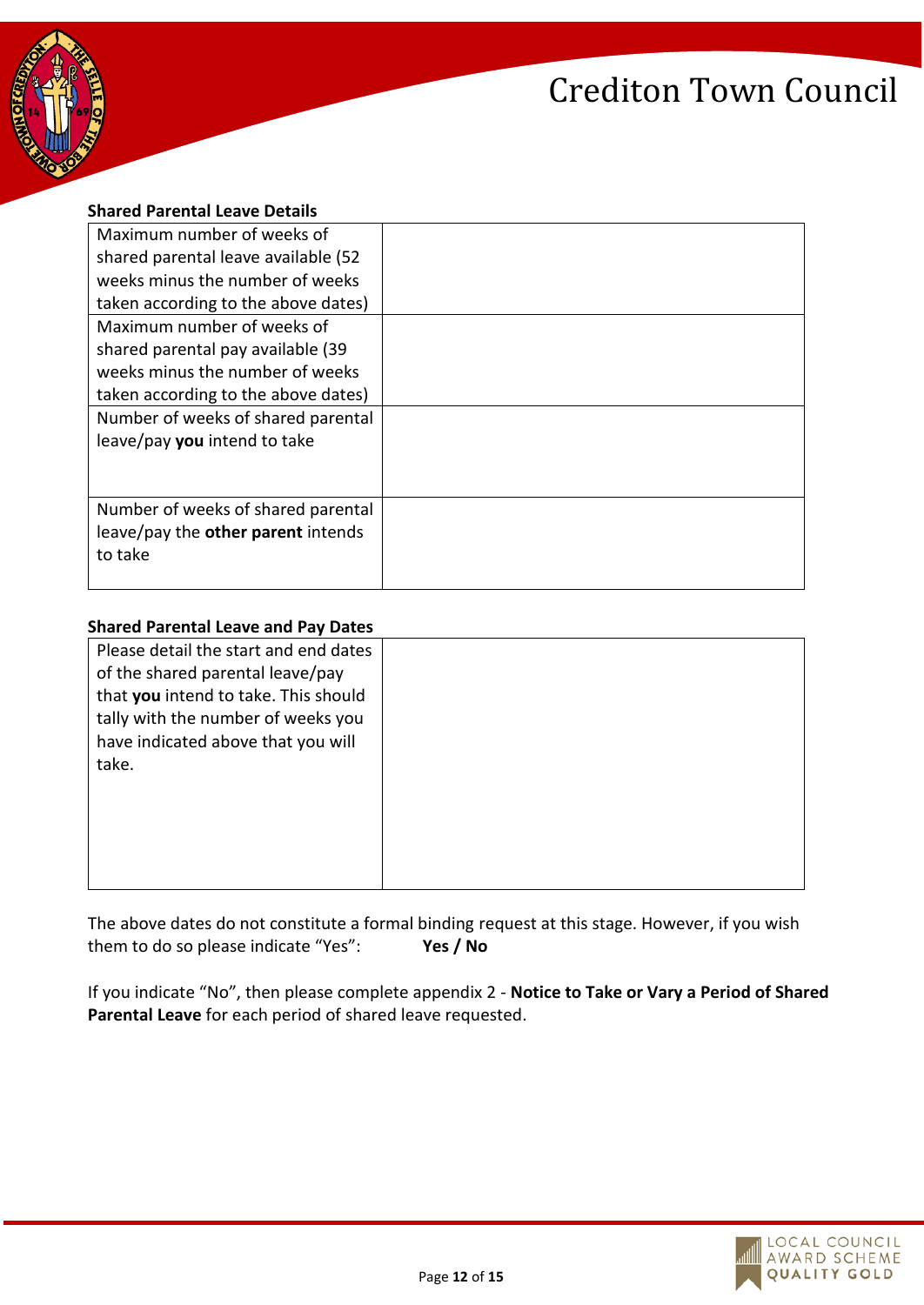**Shared Parental Leave Details**

| | |
|---|---|
| Maximum number of weeks of shared parental leave available (52 weeks minus the number of weeks taken according to the above dates) | |
| Maximum number of weeks of shared parental pay available (39 weeks minus the number of weeks taken according to the above dates) | |
| Number of weeks of shared parental leave/pay **you** intend to take | |
| Number of weeks of shared parental leave/pay the **other parent** intends to take | |

**Shared Parental Leave and Pay Dates**

| | |
|---|---|
| Please detail the start and end dates of the shared parental leave/pay that **you** intend to take. This should tally with the number of weeks you have indicated above that you will take. | |

The above dates do not constitute a formal binding request at this stage. However, if you wish them to do so please indicate "Yes": **Yes / No**

If you indicate "No", then please complete appendix 2 - **Notice to Take or Vary a Period of Shared Parental Leave** for each period of shared leave requested.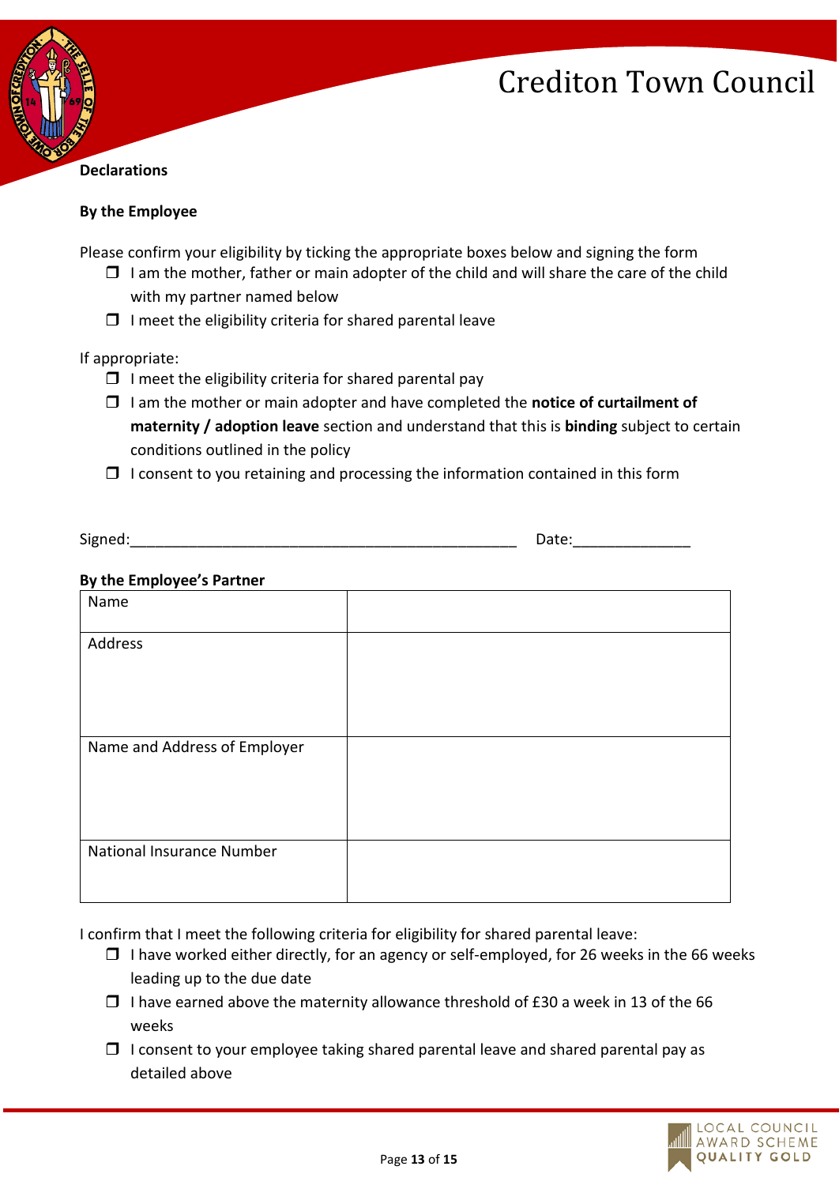**Declarations**

**By the Employee**

Please confirm your eligibility by ticking the appropriate boxes below and signing the form

- ❒ I am the mother, father or main adopter of the child and will share the care of the child with my partner named below
- ❒ I meet the eligibility criteria for shared parental leave

If appropriate:

- ❒ I meet the eligibility criteria for shared parental pay
- ❒ I am the mother or main adopter and have completed the **notice of curtailment of maternity / adoption leave** section and understand that this is **binding** subject to certain conditions outlined in the policy
- ❒ I consent to you retaining and processing the information contained in this form

Signed:_______________________________________________ Date:______________

**By the Employee's Partner**

| Name | |
|---|---|
| Address | |
| Name and Address of Employer | |
| National Insurance Number | |

I confirm that I meet the following criteria for eligibility for shared parental leave:

- ❒ I have worked either directly, for an agency or self-employed, for 26 weeks in the 66 weeks leading up to the due date
- ❒ I have earned above the maternity allowance threshold of £30 a week in 13 of the 66 weeks
- ❒ I consent to your employee taking shared parental leave and shared parental pay as detailed above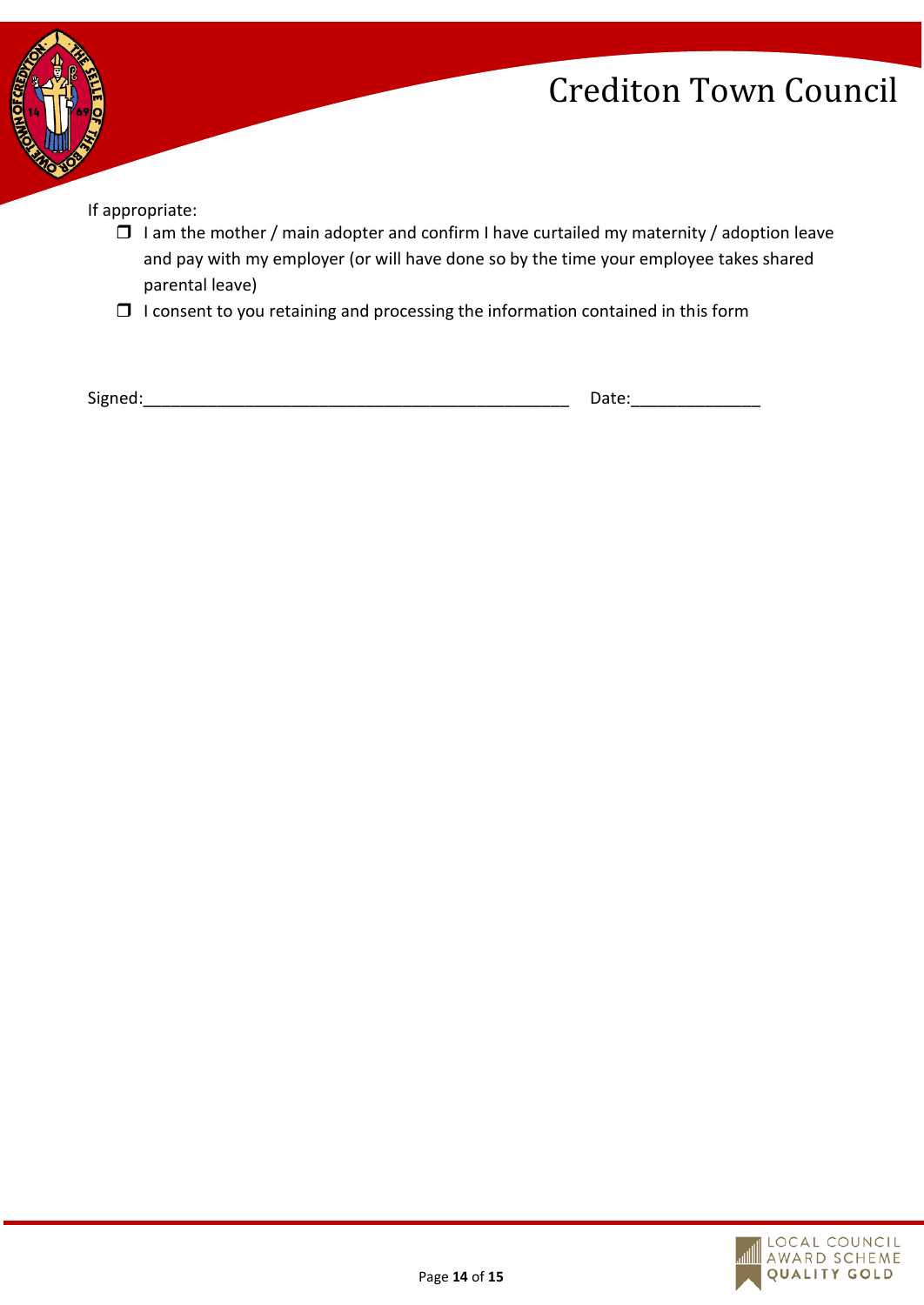If appropriate:

- ☐ I am the mother / main adopter and confirm I have curtailed my maternity / adoption leave and pay with my employer (or will have done so by the time your employee takes shared parental leave)
- ☐ I consent to you retaining and processing the information contained in this form

Signed:_______________________________________________ Date:_____________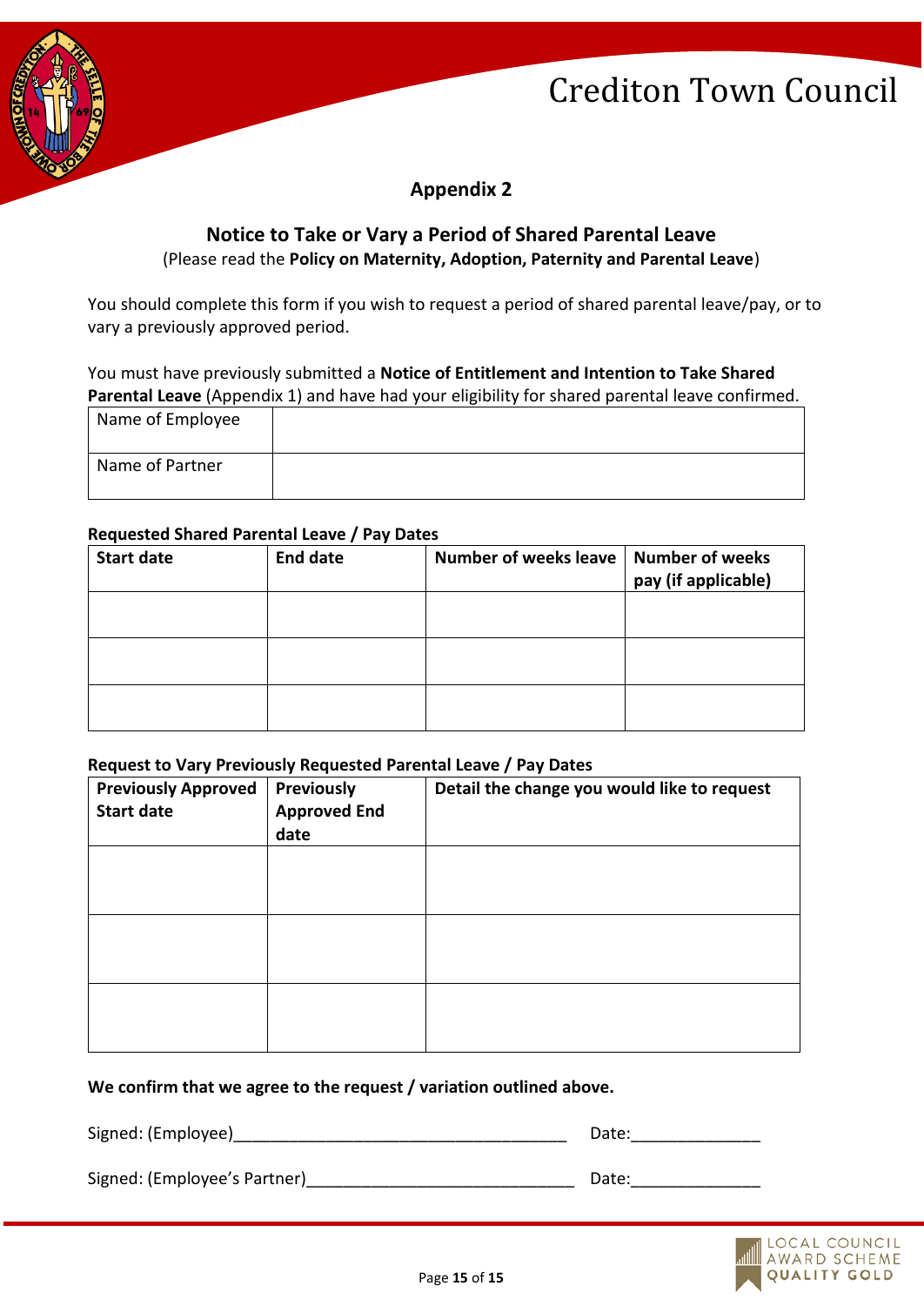## Appendix 2

### Notice to Take or Vary a Period of Shared Parental Leave

(Please read the **Policy on Maternity, Adoption, Paternity and Parental Leave**)

You should complete this form if you wish to request a period of shared parental leave/pay, or to vary a previously approved period.

You must have previously submitted a **Notice of Entitlement and Intention to Take Shared Parental Leave** (Appendix 1) and have had your eligibility for shared parental leave confirmed.

| | |
|---|---|
| Name of Employee | |
| Name of Partner | |

**Requested Shared Parental Leave / Pay Dates**

| Start date | End date | Number of weeks leave | Number of weeks pay (if applicable) |
|---|---|---|---|
| | | | |
| | | | |
| | | | |

**Request to Vary Previously Requested Parental Leave / Pay Dates**

| Previously Approved Start date | Previously Approved End date | Detail the change you would like to request |
|---|---|---|
| | | |
| | | |
| | | |

**We confirm that we agree to the request / variation outlined above.**

Signed: (Employee)____________________________________ Date:______________

Signed: (Employee's Partner)_____________________________ Date:______________